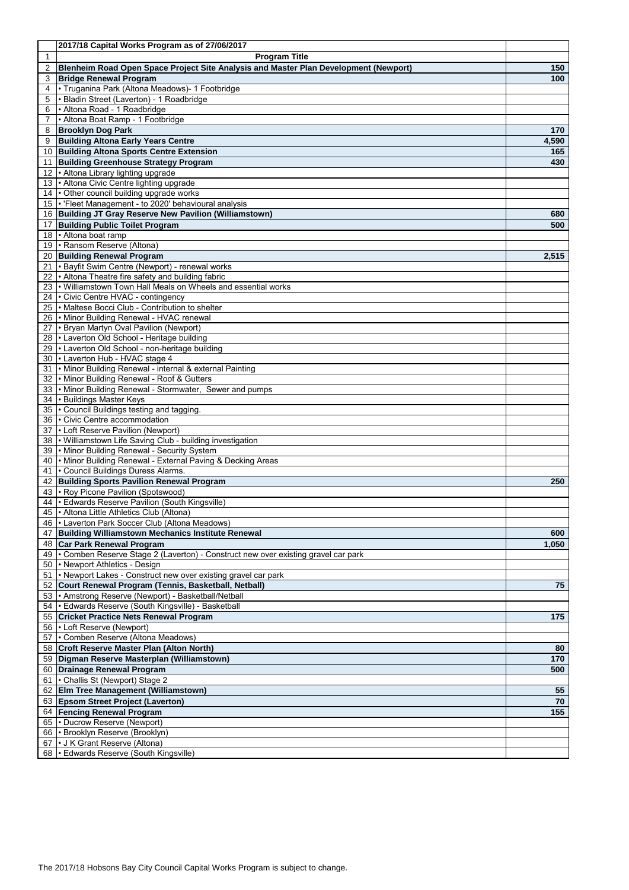| | 2017/18 Capital Works Program as of 27/06/2017 | |
|---|---|---|
| 1 | **Program Title** | |
| 2 | **Blenheim Road Open Space Project Site Analysis and Master Plan Development (Newport)** | **150** |
| 3 | **Bridge Renewal Program** | **100** |
| 4 | • Truganina Park (Altona Meadows)- 1 Footbridge | |
| 5 | • Bladin Street (Laverton) - 1 Roadbridge | |
| 6 | • Altona Road - 1 Roadbridge | |
| 7 | • Altona Boat Ramp - 1 Footbridge | |
| 8 | **Brooklyn Dog Park** | **170** |
| 9 | **Building Altona Early Years Centre** | **4,590** |
| 10 | **Building Altona Sports Centre Extension** | **165** |
| 11 | **Building Greenhouse Strategy Program** | **430** |
| 12 | • Altona Library lighting upgrade | |
| 13 | • Altona Civic Centre lighting upgrade | |
| 14 | • Other council building upgrade works | |
| 15 | • 'Fleet Management - to 2020' behavioural analysis | |
| 16 | **Building JT Gray Reserve New Pavilion (Williamstown)** | **680** |
| 17 | **Building Public Toilet Program** | **500** |
| 18 | • Altona boat ramp | |
| 19 | • Ransom Reserve (Altona) | |
| 20 | **Building Renewal Program** | **2,515** |
| 21 | • Bayfit Swim Centre (Newport) - renewal works | |
| 22 | • Altona Theatre fire safety and building fabric | |
| 23 | • Williamstown Town Hall Meals on Wheels and essential works | |
| 24 | • Civic Centre HVAC - contingency | |
| 25 | • Maltese Bocci Club - Contribution to shelter | |
| 26 | • Minor Building Renewal - HVAC renewal | |
| 27 | • Bryan Martyn Oval Pavilion (Newport) | |
| 28 | • Laverton Old School - Heritage building | |
| 29 | • Laverton Old School - non-heritage building | |
| 30 | • Laverton Hub - HVAC stage 4 | |
| 31 | • Minor Building Renewal - internal & external Painting | |
| 32 | • Minor Building Renewal - Roof & Gutters | |
| 33 | • Minor Building Renewal - Stormwater, Sewer and pumps | |
| 34 | • Buildings Master Keys | |
| 35 | • Council Buildings testing and tagging. | |
| 36 | • Civic Centre accommodation | |
| 37 | • Loft Reserve Pavilion (Newport) | |
| 38 | • Williamstown Life Saving Club - building investigation | |
| 39 | • Minor Building Renewal - Security System | |
| 40 | • Minor Building Renewal - External Paving & Decking Areas | |
| 41 | • Council Buildings Duress Alarms. | |
| 42 | **Building Sports Pavilion Renewal Program** | **250** |
| 43 | • Roy Picone Pavilion (Spotswood) | |
| 44 | • Edwards Reserve Pavilion (South Kingsville) | |
| 45 | • Altona Little Athletics Club (Altona) | |
| 46 | • Laverton Park Soccer Club (Altona Meadows) | |
| 47 | **Building Williamstown Mechanics Institute Renewal** | **600** |
| 48 | **Car Park Renewal Program** | **1,050** |
| 49 | • Comben Reserve Stage 2 (Laverton) - Construct new over existing gravel car park | |
| 50 | • Newport Athletics - Design | |
| 51 | • Newport Lakes - Construct new over existing gravel car park | |
| 52 | **Court Renewal Program (Tennis, Basketball, Netball)** | **75** |
| 53 | • Amstrong Reserve (Newport) - Basketball/Netball | |
| 54 | • Edwards Reserve (South Kingsville) - Basketball | |
| 55 | **Cricket Practice Nets Renewal Program** | **175** |
| 56 | • Loft Reserve (Newport) | |
| 57 | • Comben Reserve (Altona Meadows) | |
| 58 | **Croft Reserve Master Plan (Alton North)** | **80** |
| 59 | **Digman Reserve Masterplan (Williamstown)** | **170** |
| 60 | **Drainage Renewal Program** | **500** |
| 61 | • Challis St (Newport) Stage 2 | |
| 62 | **Elm Tree Management (Williamstown)** | **55** |
| 63 | **Epsom Street Project (Laverton)** | **70** |
| 64 | **Fencing Renewal Program** | **155** |
| 65 | • Ducrow Reserve (Newport) | |
| 66 | • Brooklyn Reserve (Brooklyn) | |
| 67 | • J K Grant Reserve (Altona) | |
| 68 | • Edwards Reserve (South Kingsville) | |

The 2017/18 Hobsons Bay City Council Capital Works Program is subject to change.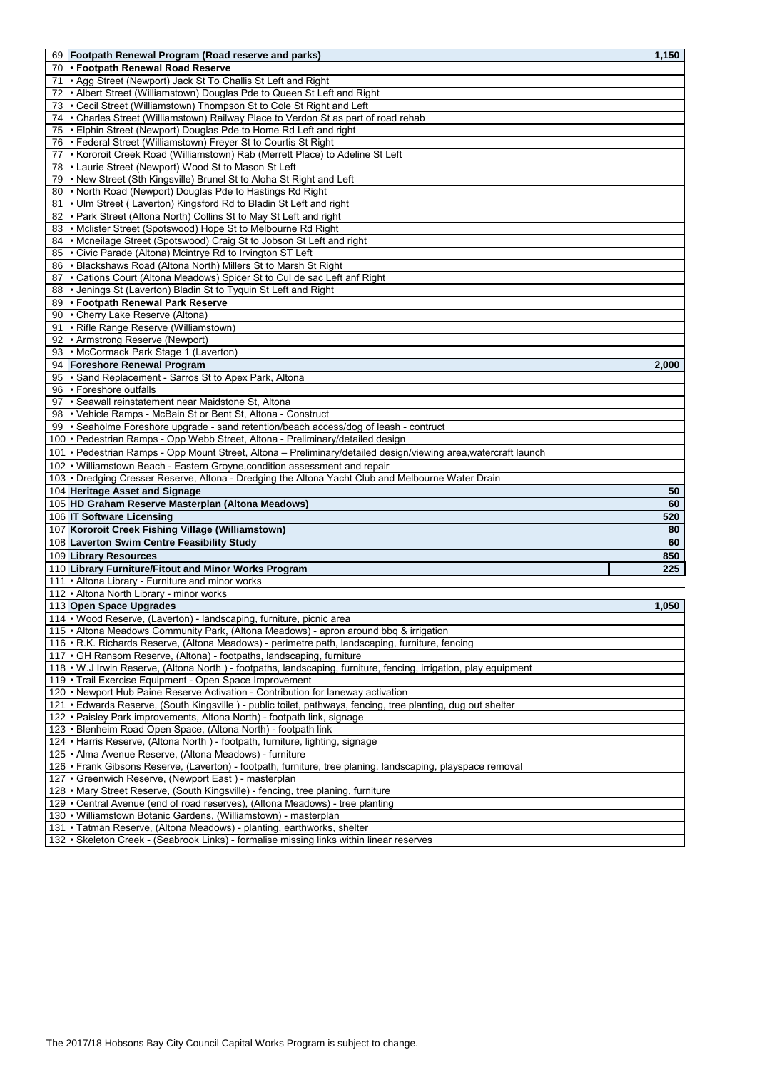| | | |
|---|---|---|
| 69 | **Footpath Renewal Program (Road reserve and parks)** | **1,150** |
| 70 | **• Footpath Renewal Road Reserve** | |
| 71 | • Agg Street (Newport) Jack St To Challis St Left and Right | |
| 72 | • Albert Street (Williamstown) Douglas Pde to Queen St Left and Right | |
| 73 | • Cecil Street (Williamstown) Thompson St to Cole St Right and Left | |
| 74 | • Charles Street (Williamstown) Railway Place to Verdon St as part of road rehab | |
| 75 | • Elphin Street (Newport) Douglas Pde to Home Rd Left and right | |
| 76 | • Federal Street (Williamstown) Freyer St to Courtis St Right | |
| 77 | • Kororoit Creek Road (Williamstown) Rab (Merrett Place) to Adeline St Left | |
| 78 | • Laurie Street (Newport) Wood St to Mason St Left | |
| 79 | • New Street (Sth Kingsville) Brunel St to Aloha St Right and Left | |
| 80 | • North Road (Newport) Douglas Pde to Hastings Rd Right | |
| 81 | • Ulm Street ( Laverton) Kingsford Rd to Bladin St Left and right | |
| 82 | • Park Street (Altona North) Collins St to May St Left and right | |
| 83 | • Mclister Street (Spotswood) Hope St to Melbourne Rd Right | |
| 84 | • Mcneilage Street (Spotswood) Craig St to Jobson St Left and right | |
| 85 | • Civic Parade (Altona) Mcintrye Rd to Irvington ST Left | |
| 86 | • Blackshaws Road (Altona North) Millers St to Marsh St Right | |
| 87 | • Cations Court (Altona Meadows) Spicer St to Cul de sac Left anf Right | |
| 88 | • Jenings St (Laverton) Bladin St to Tyquin St Left and Right | |
| 89 | **• Footpath Renewal Park Reserve** | |
| 90 | • Cherry Lake Reserve (Altona) | |
| 91 | • Rifle Range Reserve (Williamstown) | |
| 92 | • Armstrong Reserve (Newport) | |
| 93 | • McCormack Park Stage 1 (Laverton) | |
| 94 | **Foreshore Renewal Program** | **2,000** |
| 95 | • Sand Replacement - Sarros St to Apex Park, Altona | |
| 96 | • Foreshore outfalls | |
| 97 | • Seawall reinstatement near Maidstone St, Altona | |
| 98 | • Vehicle Ramps - McBain St or Bent St, Altona - Construct | |
| 99 | • Seaholme Foreshore upgrade - sand retention/beach access/dog of leash - contruct | |
| 100 | • Pedestrian Ramps - Opp Webb Street, Altona - Preliminary/detailed design | |
| 101 | • Pedestrian Ramps - Opp Mount Street, Altona – Preliminary/detailed design/viewing area,watercraft launch | |
| 102 | • Williamstown Beach - Eastern Groyne,condition assessment and repair | |
| 103 | • Dredging Cresser Reserve, Altona - Dredging the Altona Yacht Club and Melbourne Water Drain | |
| 104 | **Heritage Asset and Signage** | **50** |
| 105 | **HD Graham Reserve Masterplan (Altona Meadows)** | **60** |
| 106 | **IT Software Licensing** | **520** |
| 107 | **Kororoit Creek Fishing Village (Williamstown)** | **80** |
| 108 | **Laverton Swim Centre Feasibility Study** | **60** |
| 109 | **Library Resources** | **850** |
| 110 | **Library Furniture/Fitout and Minor Works Program** | **225** |
| 111 | • Altona Library - Furniture and minor works | |
| 112 | • Altona North Library - minor works | |
| 113 | **Open Space Upgrades** | **1,050** |
| 114 | • Wood Reserve, (Laverton) - landscaping, furniture, picnic area | |
| 115 | • Altona Meadows Community Park, (Altona Meadows) - apron around bbq & irrigation | |
| 116 | • R.K. Richards Reserve, (Altona Meadows) - perimetre path, landscaping, furniture, fencing | |
| 117 | • GH Ransom Reserve, (Altona) - footpaths, landscaping, furniture | |
| 118 | • W.J Irwin Reserve, (Altona North ) - footpaths, landscaping, furniture, fencing, irrigation, play equipment | |
| 119 | • Trail Exercise Equipment - Open Space Improvement | |
| 120 | • Newport Hub Paine Reserve Activation - Contribution for laneway activation | |
| 121 | • Edwards Reserve, (South Kingsville ) - public toilet, pathways, fencing, tree planting, dug out shelter | |
| 122 | • Paisley Park improvements, Altona North) - footpath link, signage | |
| 123 | • Blenheim Road Open Space, (Altona North) - footpath link | |
| 124 | • Harris Reserve, (Altona North ) - footpath, furniture, lighting, signage | |
| 125 | • Alma Avenue Reserve, (Altona Meadows) - furniture | |
| 126 | • Frank Gibsons Reserve, (Laverton) - footpath, furniture, tree planing, landscaping, playspace removal | |
| 127 | • Greenwich Reserve, (Newport East ) - masterplan | |
| 128 | • Mary Street Reserve, (South Kingsville) - fencing, tree planing, furniture | |
| 129 | • Central Avenue (end of road reserves), (Altona Meadows) - tree planting | |
| 130 | • Williamstown Botanic Gardens, (Williamstown) - masterplan | |
| 131 | • Tatman Reserve, (Altona Meadows) - planting, earthworks, shelter | |
| 132 | • Skeleton Creek - (Seabrook Links) - formalise missing links within linear reserves | |

The 2017/18 Hobsons Bay City Council Capital Works Program is subject to change.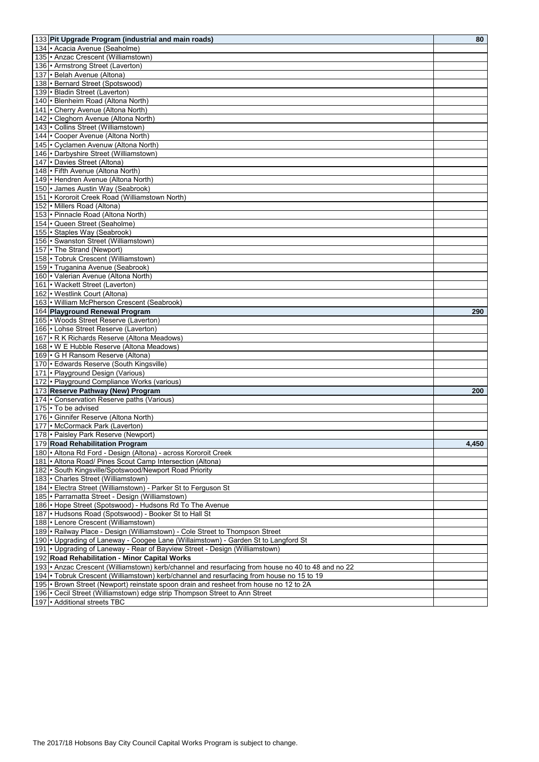| | | |
|---|---|---|
| 133 | **Pit Upgrade Program (industrial and main roads)** | **80** |
| 134 | • Acacia Avenue (Seaholme) | |
| 135 | • Anzac Crescent (Williamstown) | |
| 136 | • Armstrong Street (Laverton) | |
| 137 | • Belah Avenue (Altona) | |
| 138 | • Bernard Street (Spotswood) | |
| 139 | • Bladin Street (Laverton) | |
| 140 | • Blenheim Road (Altona North) | |
| 141 | • Cherry Avenue (Altona North) | |
| 142 | • Cleghorn Avenue (Altona North) | |
| 143 | • Collins Street (Williamstown) | |
| 144 | • Cooper Avenue (Altona North) | |
| 145 | • Cyclamen Avenuw (Altona North) | |
| 146 | • Darbyshire Street (Williamstown) | |
| 147 | • Davies Street (Altona) | |
| 148 | • Fifth Avenue (Altona North) | |
| 149 | • Hendren Avenue (Altona North) | |
| 150 | • James Austin Way (Seabrook) | |
| 151 | • Kororoit Creek Road (Williamstown North) | |
| 152 | • Millers Road (Altona) | |
| 153 | • Pinnacle Road (Altona North) | |
| 154 | • Queen Street (Seaholme) | |
| 155 | • Staples Way (Seabrook) | |
| 156 | • Swanston Street (Williamstown) | |
| 157 | • The Strand (Newport) | |
| 158 | • Tobruk Crescent (Williamstown) | |
| 159 | • Truganina Avenue (Seabrook) | |
| 160 | • Valerian Avenue (Altona North) | |
| 161 | • Wackett Street (Laverton) | |
| 162 | • Westlink Court (Altona) | |
| 163 | • William McPherson Crescent (Seabrook) | |
| 164 | **Playground Renewal Program** | **290** |
| 165 | • Woods Street Reserve (Laverton) | |
| 166 | • Lohse Street Reserve (Laverton) | |
| 167 | • R K Richards Reserve (Altona Meadows) | |
| 168 | • W E Hubble Reserve (Altona Meadows) | |
| 169 | • G H Ransom Reserve (Altona) | |
| 170 | • Edwards Reserve (South Kingsville) | |
| 171 | • Playground Design (Various) | |
| 172 | • Playground Compliance Works (various) | |
| 173 | **Reserve Pathway (New) Program** | **200** |
| 174 | • Conservation Reserve paths (Various) | |
| 175 | • To be advised | |
| 176 | • Ginnifer Reserve (Altona North) | |
| 177 | • McCormack Park (Laverton) | |
| 178 | • Paisley Park Reserve (Newport) | |
| 179 | **Road Rehabilitation Program** | **4,450** |
| 180 | • Altona Rd Ford - Design (Altona) - across Kororoit Creek | |
| 181 | • Altona Road/ Pines Scout Camp Intersection (Altona) | |
| 182 | • South Kingsville/Spotswood/Newport Road Priority | |
| 183 | • Charles Street (Williamstown) | |
| 184 | • Electra Street (Williamstown) - Parker St to Ferguson St | |
| 185 | • Parramatta Street - Design (Williamstown) | |
| 186 | • Hope Street (Spotswood) - Hudsons Rd To The Avenue | |
| 187 | • Hudsons Road (Spotswood) - Booker St to Hall St | |
| 188 | • Lenore Crescent (Williamstown) | |
| 189 | • Railway Place - Design (Williamstown) - Cole Street to Thompson Street | |
| 190 | • Upgrading of Laneway - Coogee Lane (Willaimstown) - Garden St to Langford St | |
| 191 | • Upgrading of Laneway - Rear of Bayview Street - Design (Williamstown) | |
| 192 | **Road Rehabilitation - Minor Capital Works** | |
| 193 | • Anzac Crescent (Williamstown) kerb/channel and resurfacing from house no 40 to 48 and no 22 | |
| 194 | • Tobruk Crescent (Williamstown) kerb/channel and resurfacing from house no 15 to 19 | |
| 195 | • Brown Street (Newport) reinstate spoon drain and resheet from house no 12 to 2A | |
| 196 | • Cecil Street (Williamstown) edge strip Thompson Street to Ann Street | |
| 197 | • Additional streets TBC | |

The 2017/18 Hobsons Bay City Council Capital Works Program is subject to change.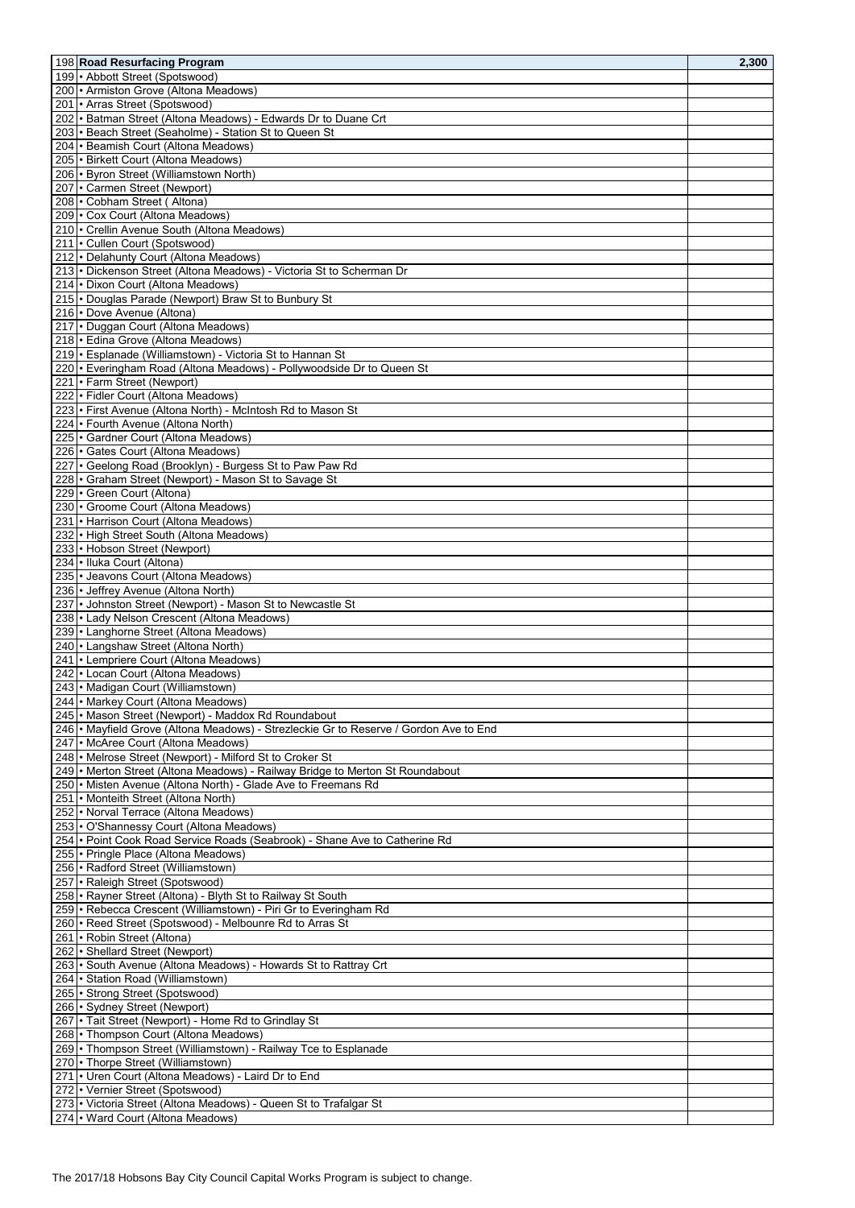| | | |
|---|---|---|
| 198 | **Road Resurfacing Program** | **2,300** |
| 199 | • Abbott Street (Spotswood) | |
| 200 | • Armiston Grove (Altona Meadows) | |
| 201 | • Arras Street (Spotswood) | |
| 202 | • Batman Street (Altona Meadows) - Edwards Dr to Duane Crt | |
| 203 | • Beach Street (Seaholme) - Station St to Queen St | |
| 204 | • Beamish Court (Altona Meadows) | |
| 205 | • Birkett Court (Altona Meadows) | |
| 206 | • Byron Street (Williamstown North) | |
| 207 | • Carmen Street (Newport) | |
| 208 | • Cobham Street ( Altona) | |
| 209 | • Cox Court (Altona Meadows) | |
| 210 | • Crellin Avenue South (Altona Meadows) | |
| 211 | • Cullen Court (Spotswood) | |
| 212 | • Delahunty Court (Altona Meadows) | |
| 213 | • Dickenson Street (Altona Meadows) - Victoria St to Scherman Dr | |
| 214 | • Dixon Court (Altona Meadows) | |
| 215 | • Douglas Parade (Newport) Braw St to Bunbury St | |
| 216 | • Dove Avenue (Altona) | |
| 217 | • Duggan Court (Altona Meadows) | |
| 218 | • Edina Grove (Altona Meadows) | |
| 219 | • Esplanade (Williamstown) - Victoria St to Hannan St | |
| 220 | • Everingham Road (Altona Meadows) - Pollywoodside Dr to Queen St | |
| 221 | • Farm Street (Newport) | |
| 222 | • Fidler Court (Altona Meadows) | |
| 223 | • First Avenue (Altona North) - McIntosh Rd to Mason St | |
| 224 | • Fourth Avenue (Altona North) | |
| 225 | • Gardner Court (Altona Meadows) | |
| 226 | • Gates Court (Altona Meadows) | |
| 227 | • Geelong Road (Brooklyn) - Burgess St to Paw Paw Rd | |
| 228 | • Graham Street (Newport) - Mason St to Savage St | |
| 229 | • Green Court (Altona) | |
| 230 | • Groome Court (Altona Meadows) | |
| 231 | • Harrison Court (Altona Meadows) | |
| 232 | • High Street South (Altona Meadows) | |
| 233 | • Hobson Street (Newport) | |
| 234 | • Iluka Court (Altona) | |
| 235 | • Jeavons Court (Altona Meadows) | |
| 236 | • Jeffrey Avenue (Altona North) | |
| 237 | • Johnston Street (Newport) - Mason St to Newcastle St | |
| 238 | • Lady Nelson Crescent (Altona Meadows) | |
| 239 | • Langhorne Street (Altona Meadows) | |
| 240 | • Langshaw Street (Altona North) | |
| 241 | • Lempriere Court (Altona Meadows) | |
| 242 | • Locan Court (Altona Meadows) | |
| 243 | • Madigan Court (Williamstown) | |
| 244 | • Markey Court (Altona Meadows) | |
| 245 | • Mason Street (Newport) - Maddox Rd Roundabout | |
| 246 | • Mayfield Grove (Altona Meadows) - Strezleckie Gr to Reserve / Gordon Ave to End | |
| 247 | • McAree Court (Altona Meadows) | |
| 248 | • Melrose Street (Newport) - Milford St to Croker St | |
| 249 | • Merton Street (Altona Meadows) - Railway Bridge to Merton St Roundabout | |
| 250 | • Misten Avenue (Altona North) - Glade Ave to Freemans Rd | |
| 251 | • Monteith Street (Altona North) | |
| 252 | • Norval Terrace (Altona Meadows) | |
| 253 | • O'Shannessy Court (Altona Meadows) | |
| 254 | • Point Cook Road Service Roads (Seabrook) - Shane Ave to Catherine Rd | |
| 255 | • Pringle Place (Altona Meadows) | |
| 256 | • Radford Street (Williamstown) | |
| 257 | • Raleigh Street (Spotswood) | |
| 258 | • Rayner Street (Altona) - Blyth St to Railway St South | |
| 259 | • Rebecca Crescent (Williamstown) - Piri Gr to Everingham Rd | |
| 260 | • Reed Street (Spotswood) - Melbounre Rd to Arras St | |
| 261 | • Robin Street (Altona) | |
| 262 | • Shellard Street (Newport) | |
| 263 | • South Avenue (Altona Meadows) - Howards St to Rattray Crt | |
| 264 | • Station Road (Williamstown) | |
| 265 | • Strong Street (Spotswood) | |
| 266 | • Sydney Street (Newport) | |
| 267 | • Tait Street (Newport) - Home Rd to Grindlay St | |
| 268 | • Thompson Court (Altona Meadows) | |
| 269 | • Thompson Street (Williamstown) - Railway Tce to Esplanade | |
| 270 | • Thorpe Street (Williamstown) | |
| 271 | • Uren Court (Altona Meadows) - Laird Dr to End | |
| 272 | • Vernier Street (Spotswood) | |
| 273 | • Victoria Street (Altona Meadows) - Queen St to Trafalgar St | |
| 274 | • Ward Court (Altona Meadows) | |

The 2017/18 Hobsons Bay City Council Capital Works Program is subject to change.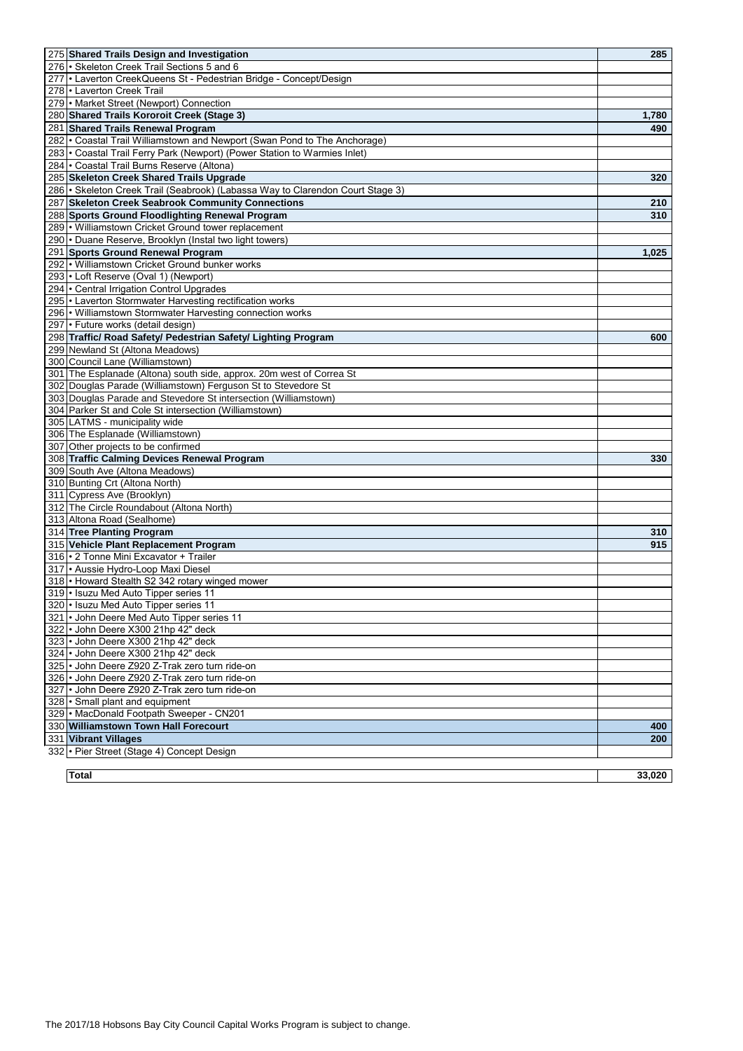| | | |
|---|---|---|
| 275 | **Shared Trails Design and Investigation** | **285** |
| 276 | • Skeleton Creek Trail Sections 5 and 6 | |
| 277 | • Laverton CreekQueens St - Pedestrian Bridge - Concept/Design | |
| 278 | • Laverton Creek Trail | |
| 279 | • Market Street (Newport) Connection | |
| 280 | **Shared Trails Kororoit Creek (Stage 3)** | **1,780** |
| 281 | **Shared Trails Renewal Program** | **490** |
| 282 | • Coastal Trail Williamstown and Newport (Swan Pond to The Anchorage) | |
| 283 | • Coastal Trail Ferry Park (Newport) (Power Station to Warmies Inlet) | |
| 284 | • Coastal Trail Burns Reserve (Altona) | |
| 285 | **Skeleton Creek Shared Trails Upgrade** | **320** |
| 286 | • Skeleton Creek Trail (Seabrook) (Labassa Way to Clarendon Court Stage 3) | |
| 287 | **Skeleton Creek Seabrook Community Connections** | **210** |
| 288 | **Sports Ground Floodlighting Renewal Program** | **310** |
| 289 | • Williamstown Cricket Ground tower replacement | |
| 290 | • Duane Reserve, Brooklyn (Instal two light towers) | |
| 291 | **Sports Ground Renewal Program** | **1,025** |
| 292 | • Williamstown Cricket Ground bunker works | |
| 293 | • Loft Reserve (Oval 1) (Newport) | |
| 294 | • Central Irrigation Control Upgrades | |
| 295 | • Laverton Stormwater Harvesting rectification works | |
| 296 | • Williamstown Stormwater Harvesting connection works | |
| 297 | • Future works (detail design) | |
| 298 | **Traffic/ Road Safety/ Pedestrian Safety/ Lighting Program** | **600** |
| 299 | Newland St (Altona Meadows) | |
| 300 | Council Lane (Williamstown) | |
| 301 | The Esplanade (Altona) south side, approx. 20m west of Correa St | |
| 302 | Douglas Parade (Williamstown) Ferguson St to Stevedore St | |
| 303 | Douglas Parade and Stevedore St intersection (Williamstown) | |
| 304 | Parker St and Cole St intersection (Williamstown) | |
| 305 | LATMS - municipality wide | |
| 306 | The Esplanade (Williamstown) | |
| 307 | Other projects to be confirmed | |
| 308 | **Traffic Calming Devices Renewal Program** | **330** |
| 309 | South Ave (Altona Meadows) | |
| 310 | Bunting Crt (Altona North) | |
| 311 | Cypress Ave (Brooklyn) | |
| 312 | The Circle Roundabout (Altona North) | |
| 313 | Altona Road (Sealhome) | |
| 314 | **Tree Planting Program** | **310** |
| 315 | **Vehicle Plant Replacement Program** | **915** |
| 316 | • 2 Tonne Mini Excavator + Trailer | |
| 317 | • Aussie Hydro-Loop Maxi Diesel | |
| 318 | • Howard Stealth S2 342 rotary winged mower | |
| 319 | • Isuzu Med Auto Tipper series 11 | |
| 320 | • Isuzu Med Auto Tipper series 11 | |
| 321 | • John Deere Med Auto Tipper series 11 | |
| 322 | • John Deere X300 21hp 42" deck | |
| 323 | • John Deere X300 21hp 42" deck | |
| 324 | • John Deere X300 21hp 42" deck | |
| 325 | • John Deere Z920 Z-Trak zero turn ride-on | |
| 326 | • John Deere Z920 Z-Trak zero turn ride-on | |
| 327 | • John Deere Z920 Z-Trak zero turn ride-on | |
| 328 | • Small plant and equipment | |
| 329 | • MacDonald Footpath Sweeper - CN201 | |
| 330 | **Williamstown Town Hall Forecourt** | **400** |
| 331 | **Vibrant Villages** | **200** |
| 332 | • Pier Street (Stage 4) Concept Design | |
| | **Total** | **33,020** |

The 2017/18 Hobsons Bay City Council Capital Works Program is subject to change.